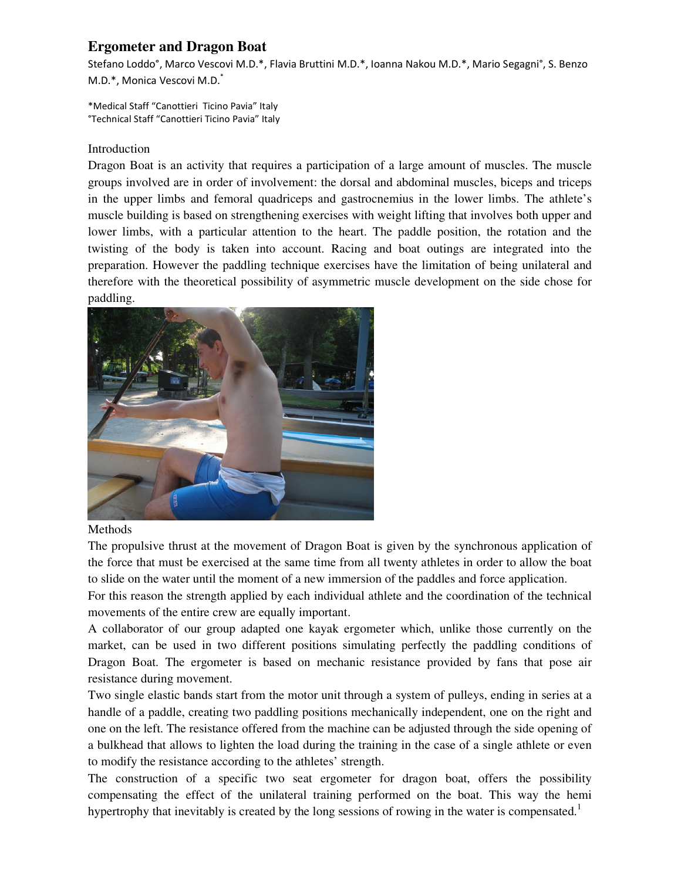# Ergometer and Dragon Boat

Stefano Loddo°, Marco Vescovi M.D.*, Flavia Bruttini M.D.*, Ioanna Nakou M.D.*, Mario Segagni°, S. Benzo M.D.*, Monica Vescovi M.D.*

*Medical Staff "Canottieri Ticino Pavia" Italy
°Technical Staff "Canottieri Ticino Pavia" Italy

Introduction

Dragon Boat is an activity that requires a participation of a large amount of muscles. The muscle groups involved are in order of involvement: the dorsal and abdominal muscles, biceps and triceps in the upper limbs and femoral quadriceps and gastrocnemius in the lower limbs. The athlete's muscle building is based on strengthening exercises with weight lifting that involves both upper and lower limbs, with a particular attention to the heart. The paddle position, the rotation and the twisting of the body is taken into account. Racing and boat outings are integrated into the preparation. However the paddling technique exercises have the limitation of being unilateral and therefore with the theoretical possibility of asymmetric muscle development on the side chose for paddling.

Methods

The propulsive thrust at the movement of Dragon Boat is given by the synchronous application of the force that must be exercised at the same time from all twenty athletes in order to allow the boat to slide on the water until the moment of a new immersion of the paddles and force application.

For this reason the strength applied by each individual athlete and the coordination of the technical movements of the entire crew are equally important.

A collaborator of our group adapted one kayak ergometer which, unlike those currently on the market, can be used in two different positions simulating perfectly the paddling conditions of Dragon Boat. The ergometer is based on mechanic resistance provided by fans that pose air resistance during movement.

Two single elastic bands start from the motor unit through a system of pulleys, ending in series at a handle of a paddle, creating two paddling positions mechanically independent, one on the right and one on the left. The resistance offered from the machine can be adjusted through the side opening of a bulkhead that allows to lighten the load during the training in the case of a single athlete or even to modify the resistance according to the athletes' strength.

The construction of a specific two seat ergometer for dragon boat, offers the possibility compensating the effect of the unilateral training performed on the boat. This way the hemi hypertrophy that inevitably is created by the long sessions of rowing in the water is compensated.[1]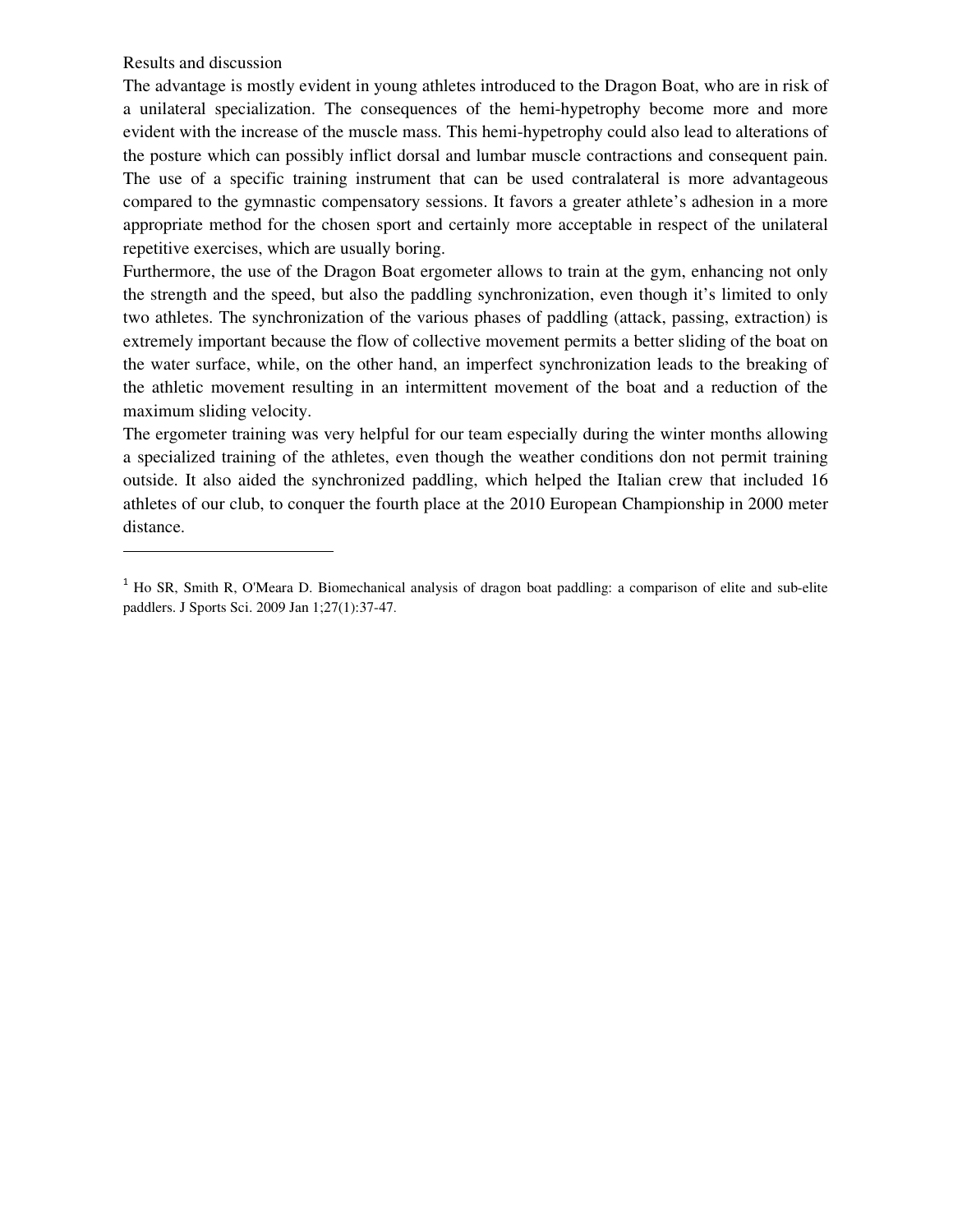## Results and discussion

The advantage is mostly evident in young athletes introduced to the Dragon Boat, who are in risk of a unilateral specialization. The consequences of the hemi-hypetrophy become more and more evident with the increase of the muscle mass. This hemi-hypetrophy could also lead to alterations of the posture which can possibly inflict dorsal and lumbar muscle contractions and consequent pain. The use of a specific training instrument that can be used contralateral is more advantageous compared to the gymnastic compensatory sessions. It favors a greater athlete's adhesion in a more appropriate method for the chosen sport and certainly more acceptable in respect of the unilateral repetitive exercises, which are usually boring.

Furthermore, the use of the Dragon Boat ergometer allows to train at the gym, enhancing not only the strength and the speed, but also the paddling synchronization, even though it's limited to only two athletes. The synchronization of the various phases of paddling (attack, passing, extraction) is extremely important because the flow of collective movement permits a better sliding of the boat on the water surface, while, on the other hand, an imperfect synchronization leads to the breaking of the athletic movement resulting in an intermittent movement of the boat and a reduction of the maximum sliding velocity.

The ergometer training was very helpful for our team especially during the winter months allowing a specialized training of the athletes, even though the weather conditions don not permit training outside. It also aided the synchronized paddling, which helped the Italian crew that included 16 athletes of our club, to conquer the fourth place at the 2010 European Championship in 2000 meter distance.

---

[1] Ho SR, Smith R, O'Meara D. Biomechanical analysis of dragon boat paddling: a comparison of elite and sub-elite paddlers. J Sports Sci. 2009 Jan 1;27(1):37-47.